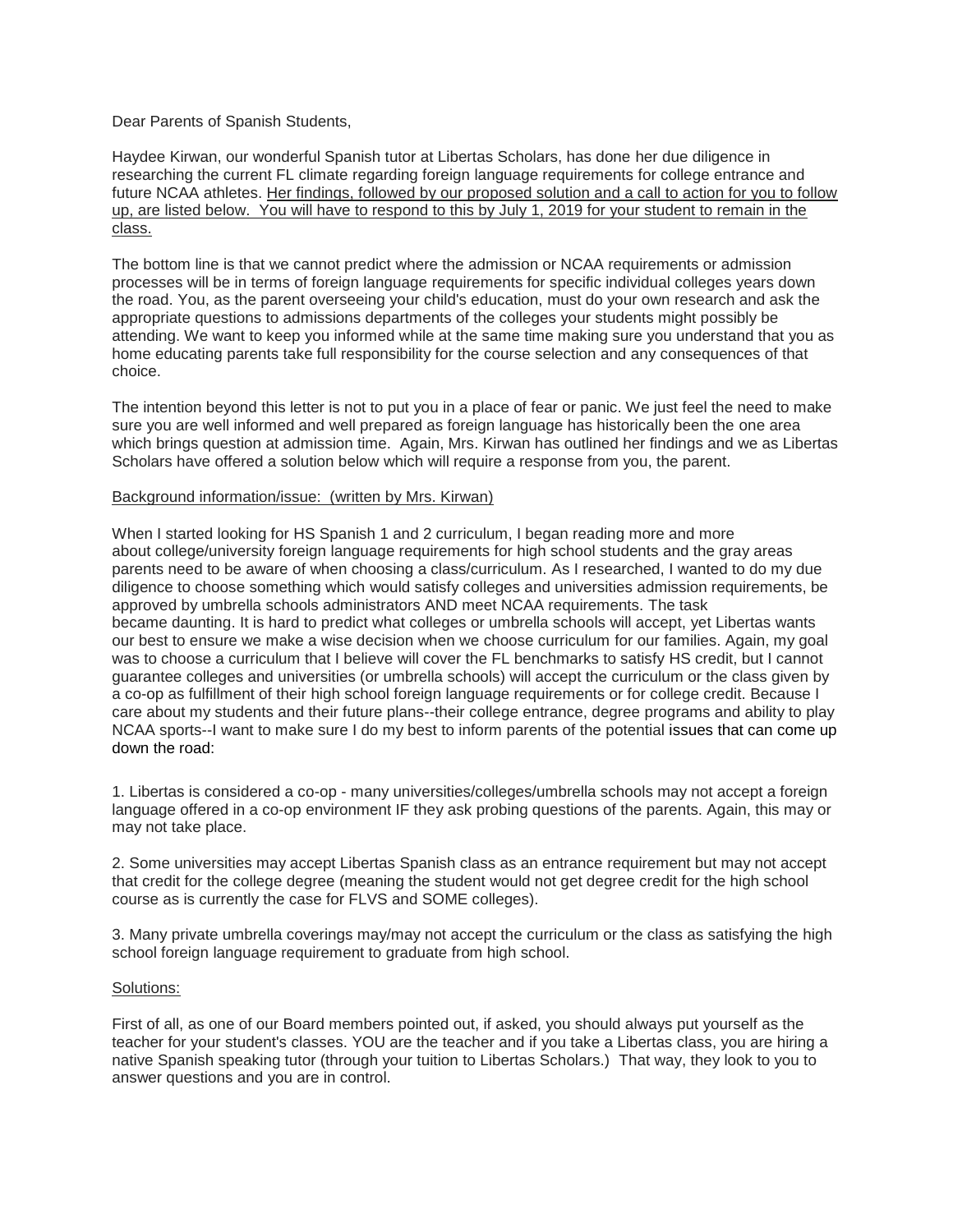Dear Parents of Spanish Students,

Haydee Kirwan, our wonderful Spanish tutor at Libertas Scholars, has done her due diligence in researching the current FL climate regarding foreign language requirements for college entrance and future NCAA athletes. Her findings, followed by our proposed solution and a call to action for you to follow up, are listed below. You will have to respond to this by July 1, 2019 for your student to remain in the class.

The bottom line is that we cannot predict where the admission or NCAA requirements or admission processes will be in terms of foreign language requirements for specific individual colleges years down the road. You, as the parent overseeing your child's education, must do your own research and ask the appropriate questions to admissions departments of the colleges your students might possibly be attending. We want to keep you informed while at the same time making sure you understand that you as home educating parents take full responsibility for the course selection and any consequences of that choice.

The intention beyond this letter is not to put you in a place of fear or panic. We just feel the need to make sure you are well informed and well prepared as foreign language has historically been the one area which brings question at admission time. Again, Mrs. Kirwan has outlined her findings and we as Libertas Scholars have offered a solution below which will require a response from you, the parent.

Background information/issue: (written by Mrs. Kirwan)

When I started looking for HS Spanish 1 and 2 curriculum, I began reading more and more about college/university foreign language requirements for high school students and the gray areas parents need to be aware of when choosing a class/curriculum. As I researched, I wanted to do my due diligence to choose something which would satisfy colleges and universities admission requirements, be approved by umbrella schools administrators AND meet NCAA requirements. The task became daunting. It is hard to predict what colleges or umbrella schools will accept, yet Libertas wants our best to ensure we make a wise decision when we choose curriculum for our families. Again, my goal was to choose a curriculum that I believe will cover the FL benchmarks to satisfy HS credit, but I cannot guarantee colleges and universities (or umbrella schools) will accept the curriculum or the class given by a co-op as fulfillment of their high school foreign language requirements or for college credit. Because I care about my students and their future plans--their college entrance, degree programs and ability to play NCAA sports--I want to make sure I do my best to inform parents of the potential issues that can come up down the road:

1. Libertas is considered a co-op - many universities/colleges/umbrella schools may not accept a foreign language offered in a co-op environment IF they ask probing questions of the parents. Again, this may or may not take place.

2. Some universities may accept Libertas Spanish class as an entrance requirement but may not accept that credit for the college degree (meaning the student would not get degree credit for the high school course as is currently the case for FLVS and SOME colleges).

3. Many private umbrella coverings may/may not accept the curriculum or the class as satisfying the high school foreign language requirement to graduate from high school.

Solutions:

First of all, as one of our Board members pointed out, if asked, you should always put yourself as the teacher for your student's classes. YOU are the teacher and if you take a Libertas class, you are hiring a native Spanish speaking tutor (through your tuition to Libertas Scholars.) That way, they look to you to answer questions and you are in control.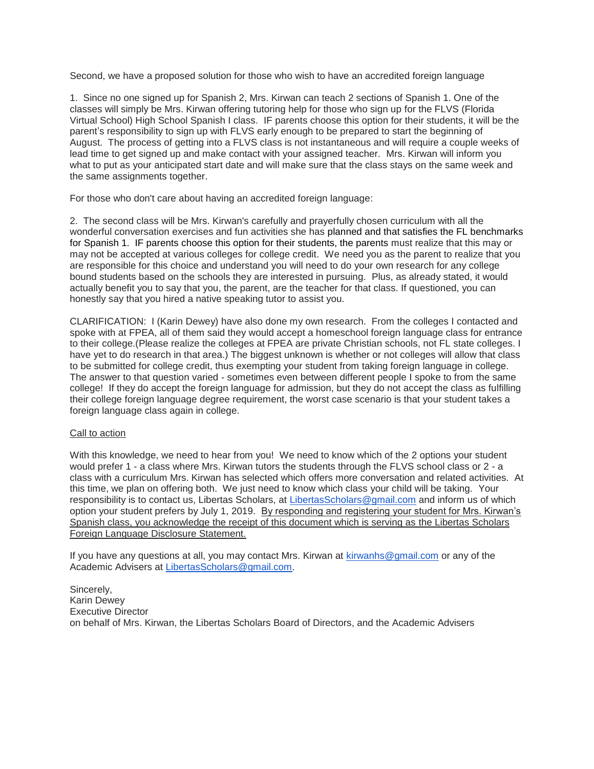Second, we have a proposed solution for those who wish to have an accredited foreign language

1. Since no one signed up for Spanish 2, Mrs. Kirwan can teach 2 sections of Spanish 1. One of the classes will simply be Mrs. Kirwan offering tutoring help for those who sign up for the FLVS (Florida Virtual School) High School Spanish I class. IF parents choose this option for their students, it will be the parent's responsibility to sign up with FLVS early enough to be prepared to start the beginning of August. The process of getting into a FLVS class is not instantaneous and will require a couple weeks of lead time to get signed up and make contact with your assigned teacher. Mrs. Kirwan will inform you what to put as your anticipated start date and will make sure that the class stays on the same week and the same assignments together.

For those who don't care about having an accredited foreign language:

2. The second class will be Mrs. Kirwan's carefully and prayerfully chosen curriculum with all the wonderful conversation exercises and fun activities she has planned and that satisfies the FL benchmarks for Spanish 1. IF parents choose this option for their students, the parents must realize that this may or may not be accepted at various colleges for college credit. We need you as the parent to realize that you are responsible for this choice and understand you will need to do your own research for any college bound students based on the schools they are interested in pursuing. Plus, as already stated, it would actually benefit you to say that you, the parent, are the teacher for that class. If questioned, you can honestly say that you hired a native speaking tutor to assist you.

CLARIFICATION: I (Karin Dewey) have also done my own research. From the colleges I contacted and spoke with at FPEA, all of them said they would accept a homeschool foreign language class for entrance to their college.(Please realize the colleges at FPEA are private Christian schools, not FL state colleges. I have yet to do research in that area.) The biggest unknown is whether or not colleges will allow that class to be submitted for college credit, thus exempting your student from taking foreign language in college. The answer to that question varied - sometimes even between different people I spoke to from the same college! If they do accept the foreign language for admission, but they do not accept the class as fulfilling their college foreign language degree requirement, the worst case scenario is that your student takes a foreign language class again in college.

<u>Call to action</u>

With this knowledge, we need to hear from you! We need to know which of the 2 options your student would prefer 1 - a class where Mrs. Kirwan tutors the students through the FLVS school class or 2 - a class with a curriculum Mrs. Kirwan has selected which offers more conversation and related activities. At this time, we plan on offering both. We just need to know which class your child will be taking. Your responsibility is to contact us, Libertas Scholars, at LibertasScholars@gmail.com and inform us of which option your student prefers by July 1, 2019. <u>By responding and registering your student for Mrs. Kirwan's Spanish class, you acknowledge the receipt of this document which is serving as the Libertas Scholars Foreign Language Disclosure Statement.</u>

If you have any questions at all, you may contact Mrs. Kirwan at kirwanhs@gmail.com or any of the Academic Advisers at LibertasScholars@gmail.com.

Sincerely,
Karin Dewey
Executive Director
on behalf of Mrs. Kirwan, the Libertas Scholars Board of Directors, and the Academic Advisers